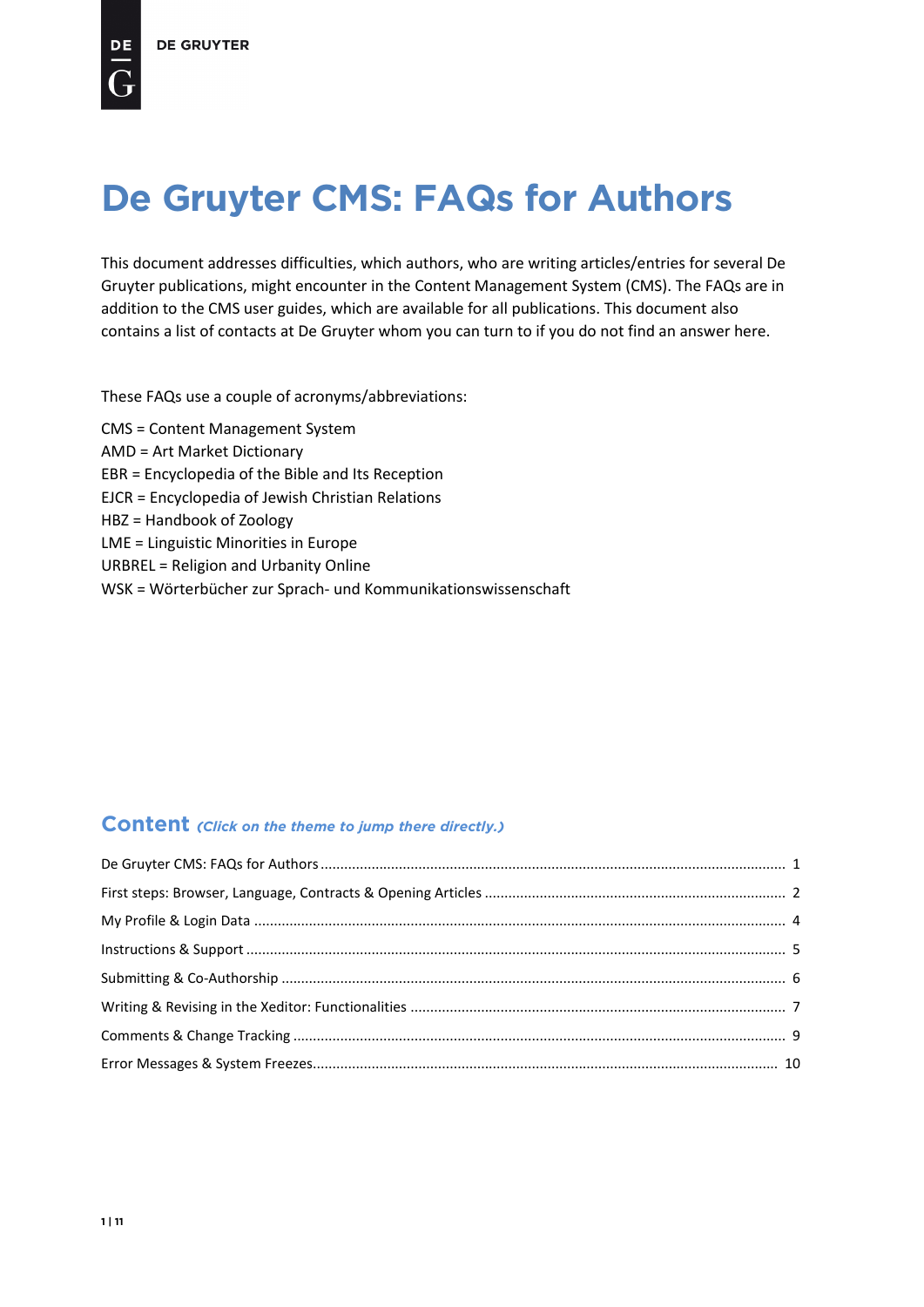# De Gruyter CMS: FAQs for Authors

This document addresses difficulties, which authors, who are writing articles/entries for several De Gruyter publications, might encounter in the Content Management System (CMS). The FAQs are in addition to the CMS user guides, which are available for all publications. This document also contains a list of contacts at De Gruyter whom you can turn to if you do not find an answer here.

These FAQs use a couple of acronyms/abbreviations:

CMS = Content Management System
AMD = Art Market Dictionary
EBR = Encyclopedia of the Bible and Its Reception
EJCR = Encyclopedia of Jewish Christian Relations
HBZ = Handbook of Zoology
LME = Linguistic Minorities in Europe
URBREL = Religion and Urbanity Online
WSK = Wörterbücher zur Sprach- und Kommunikationswissenschaft

## Content *(Click on the theme to jump there directly.)*

De Gruyter CMS: FAQs for Authors ........ 1
First steps: Browser, Language, Contracts & Opening Articles ........ 2
My Profile & Login Data ........ 4
Instructions & Support ........ 5
Submitting & Co-Authorship ........ 6
Writing & Revising in the Xeditor: Functionalities ........ 7
Comments & Change Tracking ........ 9
Error Messages & System Freezes ........ 10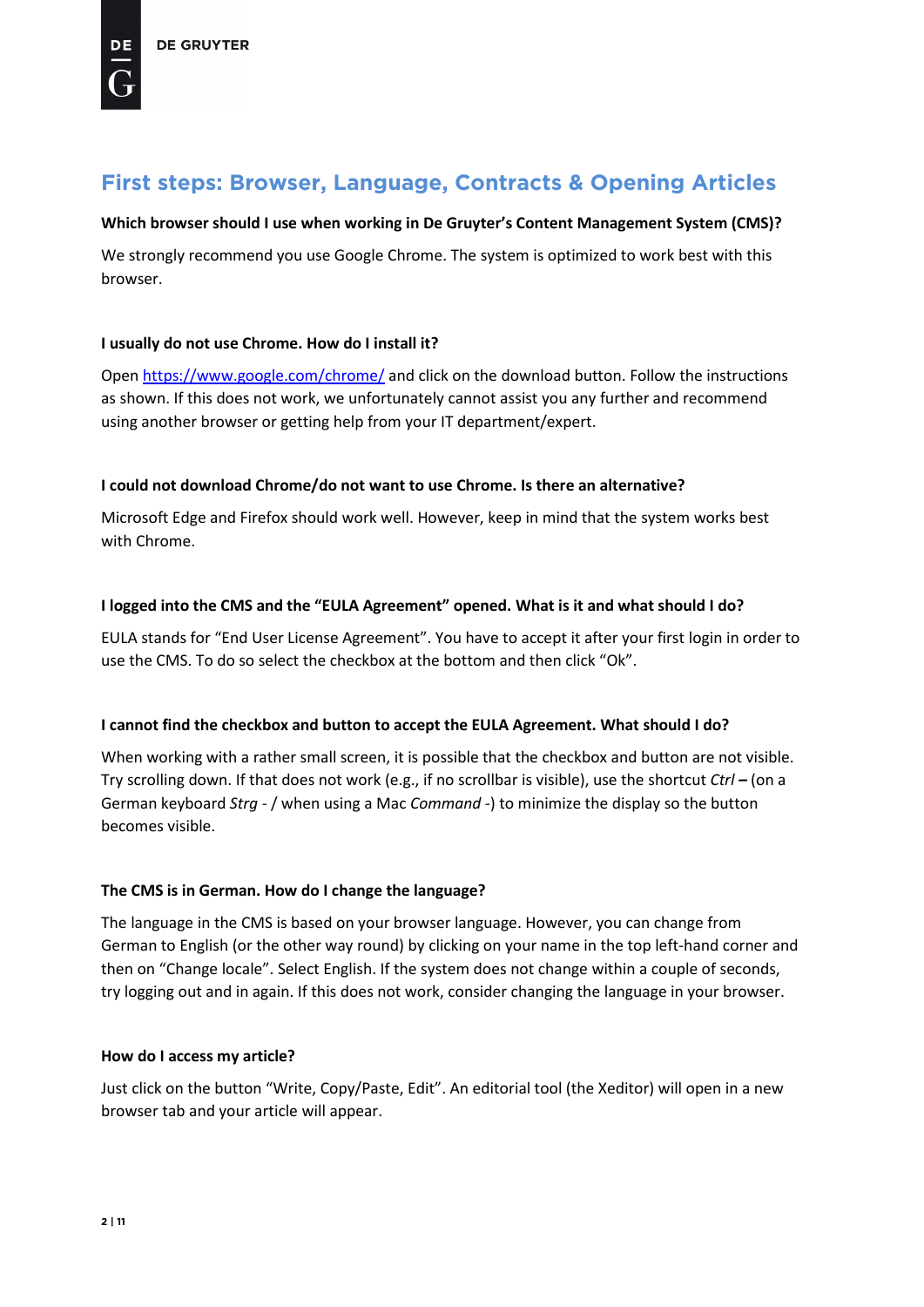## First steps: Browser, Language, Contracts & Opening Articles

**Which browser should I use when working in De Gruyter's Content Management System (CMS)?**

We strongly recommend you use Google Chrome. The system is optimized to work best with this browser.

**I usually do not use Chrome. How do I install it?**

Open [https://www.google.com/chrome/](https://www.google.com/chrome/) and click on the download button. Follow the instructions as shown. If this does not work, we unfortunately cannot assist you any further and recommend using another browser or getting help from your IT department/expert.

**I could not download Chrome/do not want to use Chrome. Is there an alternative?**

Microsoft Edge and Firefox should work well. However, keep in mind that the system works best with Chrome.

**I logged into the CMS and the "EULA Agreement" opened. What is it and what should I do?**

EULA stands for "End User License Agreement". You have to accept it after your first login in order to use the CMS. To do so select the checkbox at the bottom and then click "Ok".

**I cannot find the checkbox and button to accept the EULA Agreement. What should I do?**

When working with a rather small screen, it is possible that the checkbox and button are not visible. Try scrolling down. If that does not work (e.g., if no scrollbar is visible), use the shortcut *Ctrl* **–** (on a German keyboard *Strg* - / when using a Mac *Command* -) to minimize the display so the button becomes visible.

**The CMS is in German. How do I change the language?**

The language in the CMS is based on your browser language. However, you can change from German to English (or the other way round) by clicking on your name in the top left-hand corner and then on "Change locale". Select English. If the system does not change within a couple of seconds, try logging out and in again. If this does not work, consider changing the language in your browser.

**How do I access my article?**

Just click on the button "Write, Copy/Paste, Edit". An editorial tool (the Xeditor) will open in a new browser tab and your article will appear.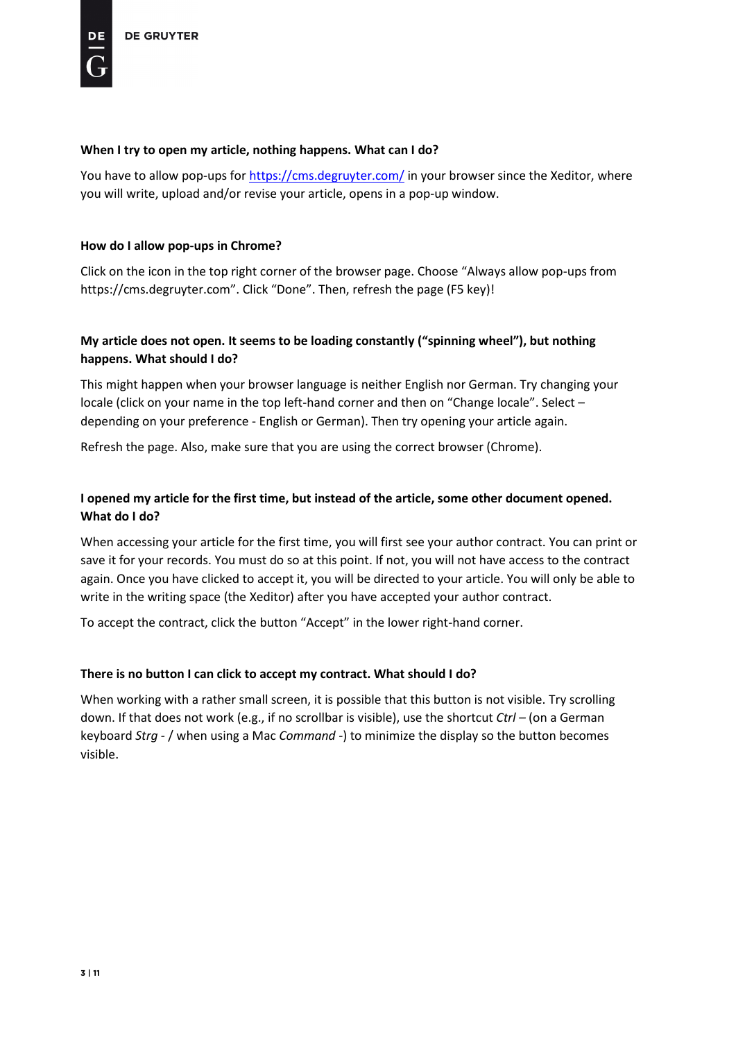**When I try to open my article, nothing happens. What can I do?**

You have to allow pop-ups for [https://cms.degruyter.com/](https://cms.degruyter.com/) in your browser since the Xeditor, where you will write, upload and/or revise your article, opens in a pop-up window.

**How do I allow pop-ups in Chrome?**

Click on the icon in the top right corner of the browser page. Choose "Always allow pop-ups from https://cms.degruyter.com". Click "Done". Then, refresh the page (F5 key)!

**My article does not open. It seems to be loading constantly ("spinning wheel"), but nothing happens. What should I do?**

This might happen when your browser language is neither English nor German. Try changing your locale (click on your name in the top left-hand corner and then on "Change locale". Select – depending on your preference - English or German). Then try opening your article again.

Refresh the page. Also, make sure that you are using the correct browser (Chrome).

**I opened my article for the first time, but instead of the article, some other document opened. What do I do?**

When accessing your article for the first time, you will first see your author contract. You can print or save it for your records. You must do so at this point. If not, you will not have access to the contract again. Once you have clicked to accept it, you will be directed to your article. You will only be able to write in the writing space (the Xeditor) after you have accepted your author contract.

To accept the contract, click the button "Accept" in the lower right-hand corner.

**There is no button I can click to accept my contract. What should I do?**

When working with a rather small screen, it is possible that this button is not visible. Try scrolling down. If that does not work (e.g., if no scrollbar is visible), use the shortcut *Ctrl* – (on a German keyboard *Strg* - / when using a Mac *Command* -) to minimize the display so the button becomes visible.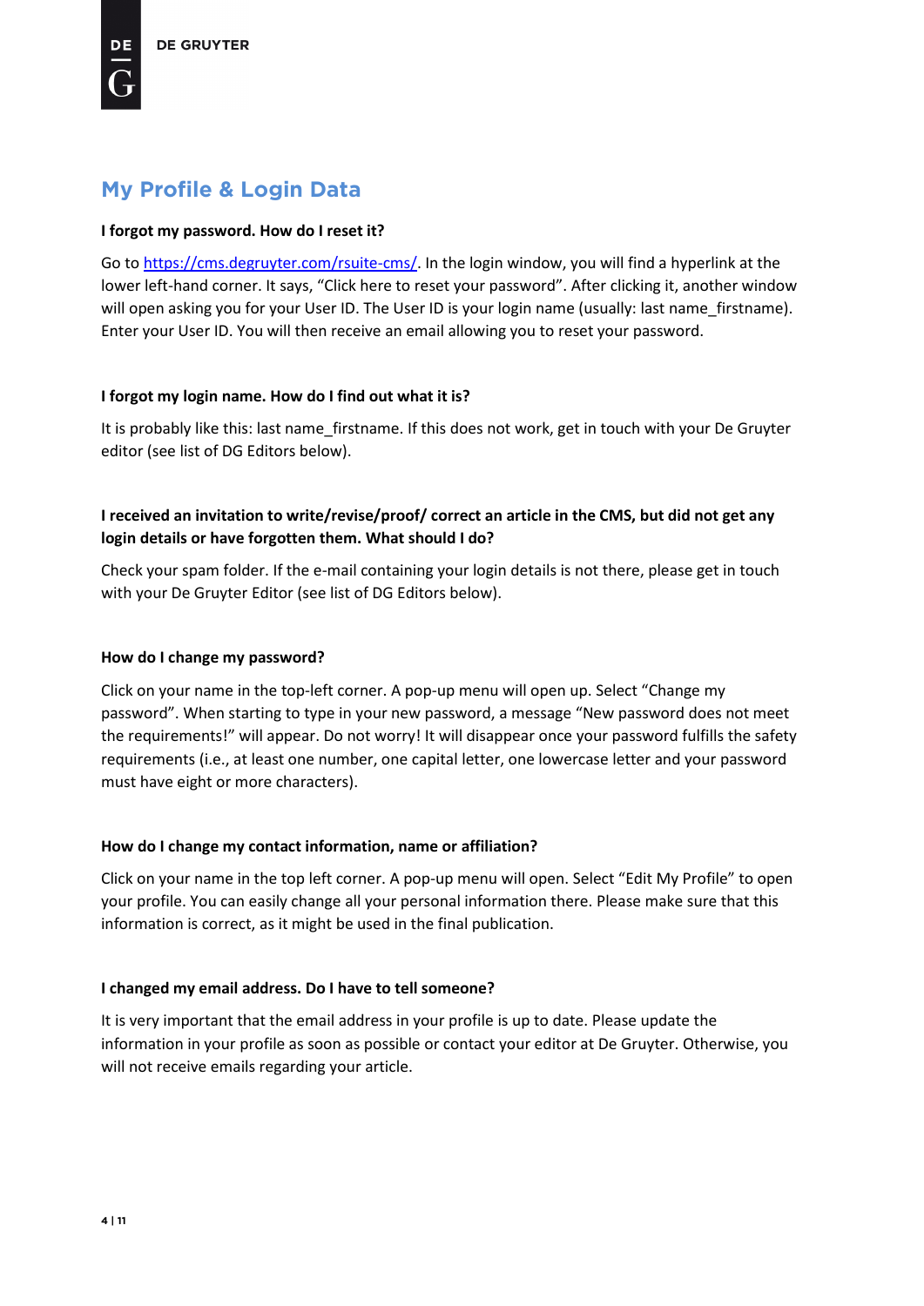## My Profile & Login Data

**I forgot my password. How do I reset it?**

Go to [https://cms.degruyter.com/rsuite-cms/](https://cms.degruyter.com/rsuite-cms/). In the login window, you will find a hyperlink at the lower left-hand corner. It says, "Click here to reset your password". After clicking it, another window will open asking you for your User ID. The User ID is your login name (usually: last name_firstname). Enter your User ID. You will then receive an email allowing you to reset your password.

**I forgot my login name. How do I find out what it is?**

It is probably like this: last name_firstname. If this does not work, get in touch with your De Gruyter editor (see list of DG Editors below).

**I received an invitation to write/revise/proof/ correct an article in the CMS, but did not get any login details or have forgotten them. What should I do?**

Check your spam folder. If the e-mail containing your login details is not there, please get in touch with your De Gruyter Editor (see list of DG Editors below).

**How do I change my password?**

Click on your name in the top-left corner. A pop-up menu will open up. Select "Change my password". When starting to type in your new password, a message "New password does not meet the requirements!" will appear. Do not worry! It will disappear once your password fulfills the safety requirements (i.e., at least one number, one capital letter, one lowercase letter and your password must have eight or more characters).

**How do I change my contact information, name or affiliation?**

Click on your name in the top left corner. A pop-up menu will open. Select "Edit My Profile" to open your profile. You can easily change all your personal information there. Please make sure that this information is correct, as it might be used in the final publication.

**I changed my email address. Do I have to tell someone?**

It is very important that the email address in your profile is up to date. Please update the information in your profile as soon as possible or contact your editor at De Gruyter. Otherwise, you will not receive emails regarding your article.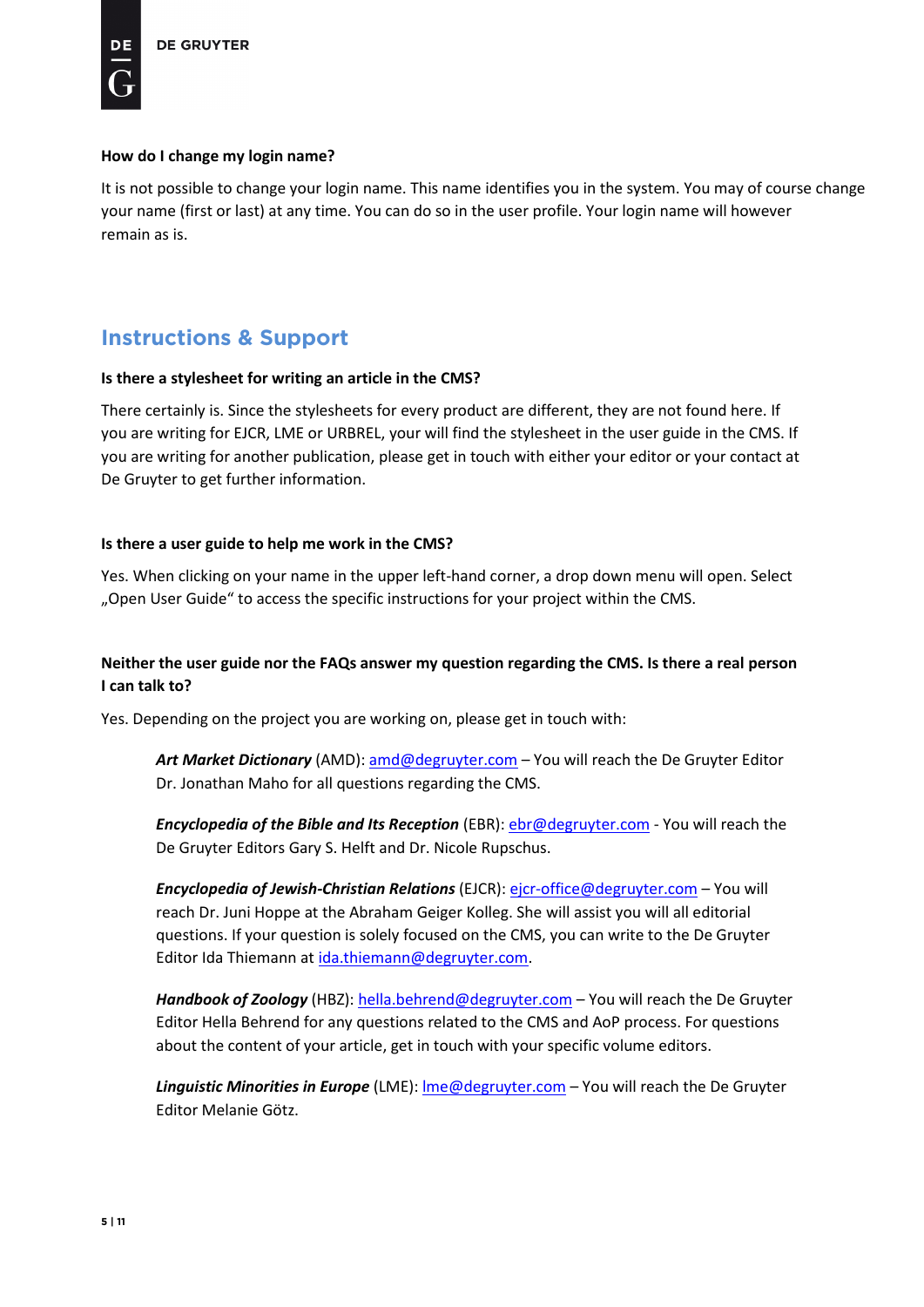**How do I change my login name?**

It is not possible to change your login name. This name identifies you in the system. You may of course change your name (first or last) at any time. You can do so in the user profile. Your login name will however remain as is.

## Instructions & Support

**Is there a stylesheet for writing an article in the CMS?**

There certainly is. Since the stylesheets for every product are different, they are not found here. If you are writing for EJCR, LME or URBREL, your will find the stylesheet in the user guide in the CMS. If you are writing for another publication, please get in touch with either your editor or your contact at De Gruyter to get further information.

**Is there a user guide to help me work in the CMS?**

Yes. When clicking on your name in the upper left-hand corner, a drop down menu will open. Select „Open User Guide“ to access the specific instructions for your project within the CMS.

**Neither the user guide nor the FAQs answer my question regarding the CMS. Is there a real person I can talk to?**

Yes. Depending on the project you are working on, please get in touch with:

> ***Art Market Dictionary*** (AMD): amd@degruyter.com – You will reach the De Gruyter Editor Dr. Jonathan Maho for all questions regarding the CMS.
>
> ***Encyclopedia of the Bible and Its Reception*** (EBR): ebr@degruyter.com - You will reach the De Gruyter Editors Gary S. Helft and Dr. Nicole Rupschus.
>
> ***Encyclopedia of Jewish-Christian Relations*** (EJCR): ejcr-office@degruyter.com – You will reach Dr. Juni Hoppe at the Abraham Geiger Kolleg. She will assist you will all editorial questions. If your question is solely focused on the CMS, you can write to the De Gruyter Editor Ida Thiemann at ida.thiemann@degruyter.com.
>
> ***Handbook of Zoology*** (HBZ): hella.behrend@degruyter.com – You will reach the De Gruyter Editor Hella Behrend for any questions related to the CMS and AoP process. For questions about the content of your article, get in touch with your specific volume editors.
>
> ***Linguistic Minorities in Europe*** (LME): lme@degruyter.com – You will reach the De Gruyter Editor Melanie Götz.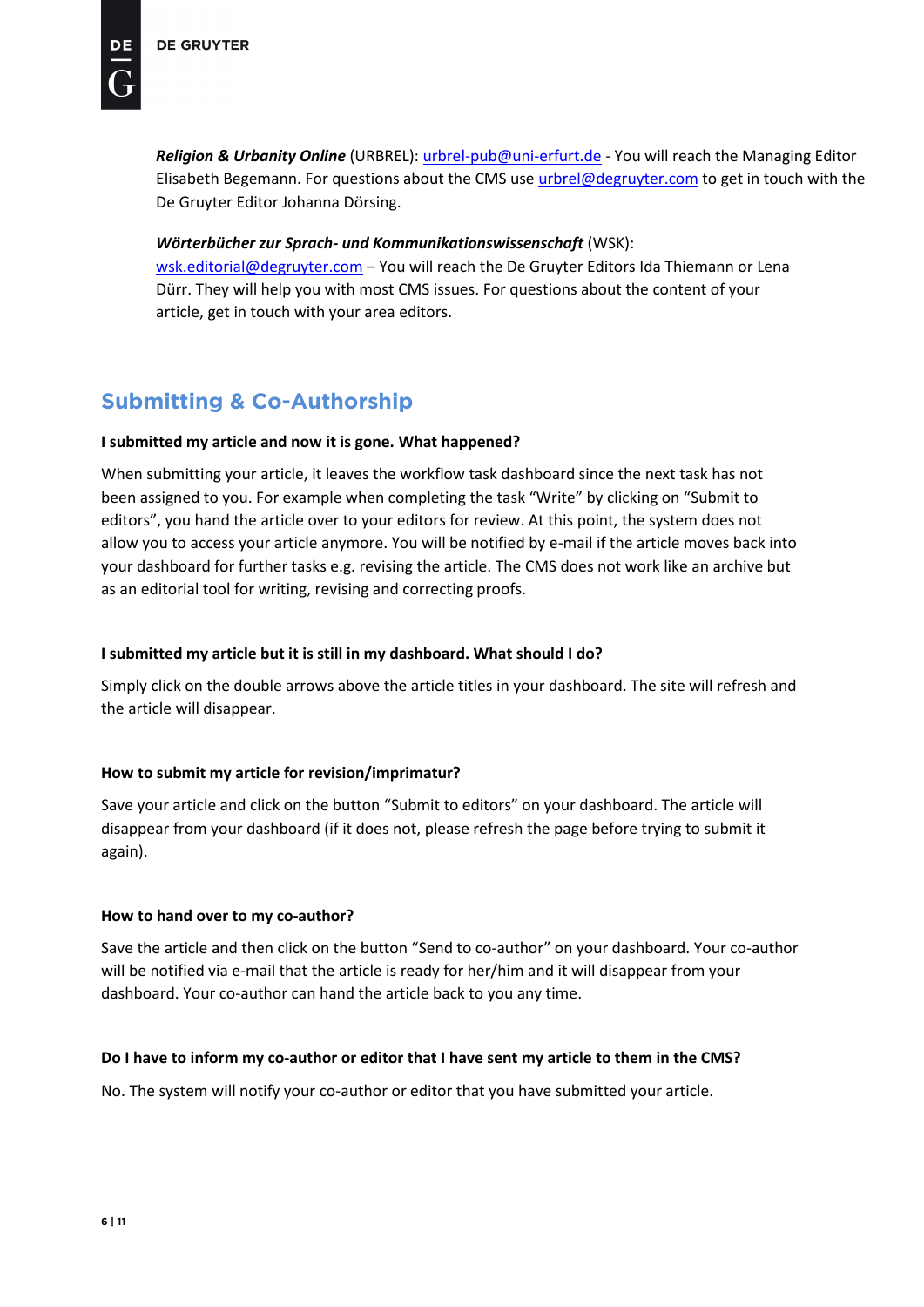***Religion & Urbanity Online*** (URBREL): urbrel-pub@uni-erfurt.de - You will reach the Managing Editor Elisabeth Begemann. For questions about the CMS use urbrel@degruyter.com to get in touch with the De Gruyter Editor Johanna Dörsing.

***Wörterbücher zur Sprach- und Kommunikationswissenschaft*** (WSK): wsk.editorial@degruyter.com – You will reach the De Gruyter Editors Ida Thiemann or Lena Dürr. They will help you with most CMS issues. For questions about the content of your article, get in touch with your area editors.

## Submitting & Co-Authorship

**I submitted my article and now it is gone. What happened?**

When submitting your article, it leaves the workflow task dashboard since the next task has not been assigned to you. For example when completing the task "Write" by clicking on "Submit to editors", you hand the article over to your editors for review. At this point, the system does not allow you to access your article anymore. You will be notified by e-mail if the article moves back into your dashboard for further tasks e.g. revising the article. The CMS does not work like an archive but as an editorial tool for writing, revising and correcting proofs.

**I submitted my article but it is still in my dashboard. What should I do?**

Simply click on the double arrows above the article titles in your dashboard. The site will refresh and the article will disappear.

**How to submit my article for revision/imprimatur?**

Save your article and click on the button "Submit to editors" on your dashboard. The article will disappear from your dashboard (if it does not, please refresh the page before trying to submit it again).

**How to hand over to my co-author?**

Save the article and then click on the button "Send to co-author" on your dashboard. Your co-author will be notified via e-mail that the article is ready for her/him and it will disappear from your dashboard. Your co-author can hand the article back to you any time.

**Do I have to inform my co-author or editor that I have sent my article to them in the CMS?**

No. The system will notify your co-author or editor that you have submitted your article.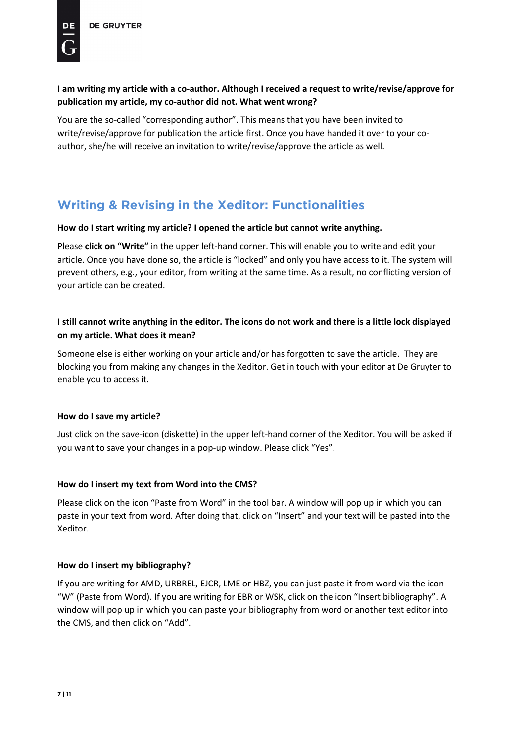**I am writing my article with a co-author. Although I received a request to write/revise/approve for publication my article, my co-author did not. What went wrong?**

You are the so-called "corresponding author". This means that you have been invited to write/revise/approve for publication the article first. Once you have handed it over to your co-author, she/he will receive an invitation to write/revise/approve the article as well.

## Writing & Revising in the Xeditor: Functionalities

**How do I start writing my article? I opened the article but cannot write anything.**

Please **click on "Write"** in the upper left-hand corner. This will enable you to write and edit your article. Once you have done so, the article is "locked" and only you have access to it. The system will prevent others, e.g., your editor, from writing at the same time. As a result, no conflicting version of your article can be created.

**I still cannot write anything in the editor. The icons do not work and there is a little lock displayed on my article. What does it mean?**

Someone else is either working on your article and/or has forgotten to save the article. They are blocking you from making any changes in the Xeditor. Get in touch with your editor at De Gruyter to enable you to access it.

**How do I save my article?**

Just click on the save-icon (diskette) in the upper left-hand corner of the Xeditor. You will be asked if you want to save your changes in a pop-up window. Please click "Yes".

**How do I insert my text from Word into the CMS?**

Please click on the icon "Paste from Word" in the tool bar. A window will pop up in which you can paste in your text from word. After doing that, click on "Insert" and your text will be pasted into the Xeditor.

**How do I insert my bibliography?**

If you are writing for AMD, URBREL, EJCR, LME or HBZ, you can just paste it from word via the icon "W" (Paste from Word). If you are writing for EBR or WSK, click on the icon "Insert bibliography". A window will pop up in which you can paste your bibliography from word or another text editor into the CMS, and then click on "Add".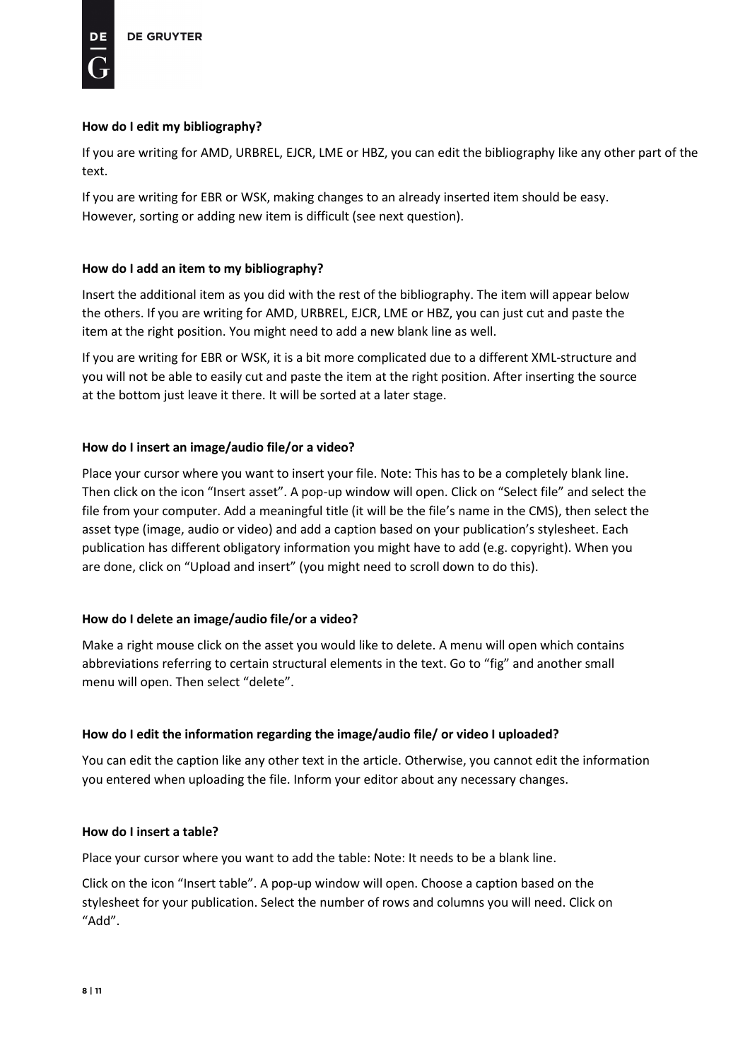**How do I edit my bibliography?**

If you are writing for AMD, URBREL, EJCR, LME or HBZ, you can edit the bibliography like any other part of the text.

If you are writing for EBR or WSK, making changes to an already inserted item should be easy. However, sorting or adding new item is difficult (see next question).

**How do I add an item to my bibliography?**

Insert the additional item as you did with the rest of the bibliography. The item will appear below the others. If you are writing for AMD, URBREL, EJCR, LME or HBZ, you can just cut and paste the item at the right position. You might need to add a new blank line as well.

If you are writing for EBR or WSK, it is a bit more complicated due to a different XML-structure and you will not be able to easily cut and paste the item at the right position. After inserting the source at the bottom just leave it there. It will be sorted at a later stage.

**How do I insert an image/audio file/or a video?**

Place your cursor where you want to insert your file. Note: This has to be a completely blank line. Then click on the icon “Insert asset”. A pop-up window will open. Click on “Select file” and select the file from your computer. Add a meaningful title (it will be the file’s name in the CMS), then select the asset type (image, audio or video) and add a caption based on your publication’s stylesheet. Each publication has different obligatory information you might have to add (e.g. copyright). When you are done, click on “Upload and insert” (you might need to scroll down to do this).

**How do I delete an image/audio file/or a video?**

Make a right mouse click on the asset you would like to delete. A menu will open which contains abbreviations referring to certain structural elements in the text. Go to “fig” and another small menu will open. Then select “delete”.

**How do I edit the information regarding the image/audio file/ or video I uploaded?**

You can edit the caption like any other text in the article. Otherwise, you cannot edit the information you entered when uploading the file. Inform your editor about any necessary changes.

**How do I insert a table?**

Place your cursor where you want to add the table: Note: It needs to be a blank line.

Click on the icon “Insert table”. A pop-up window will open. Choose a caption based on the stylesheet for your publication. Select the number of rows and columns you will need. Click on “Add”.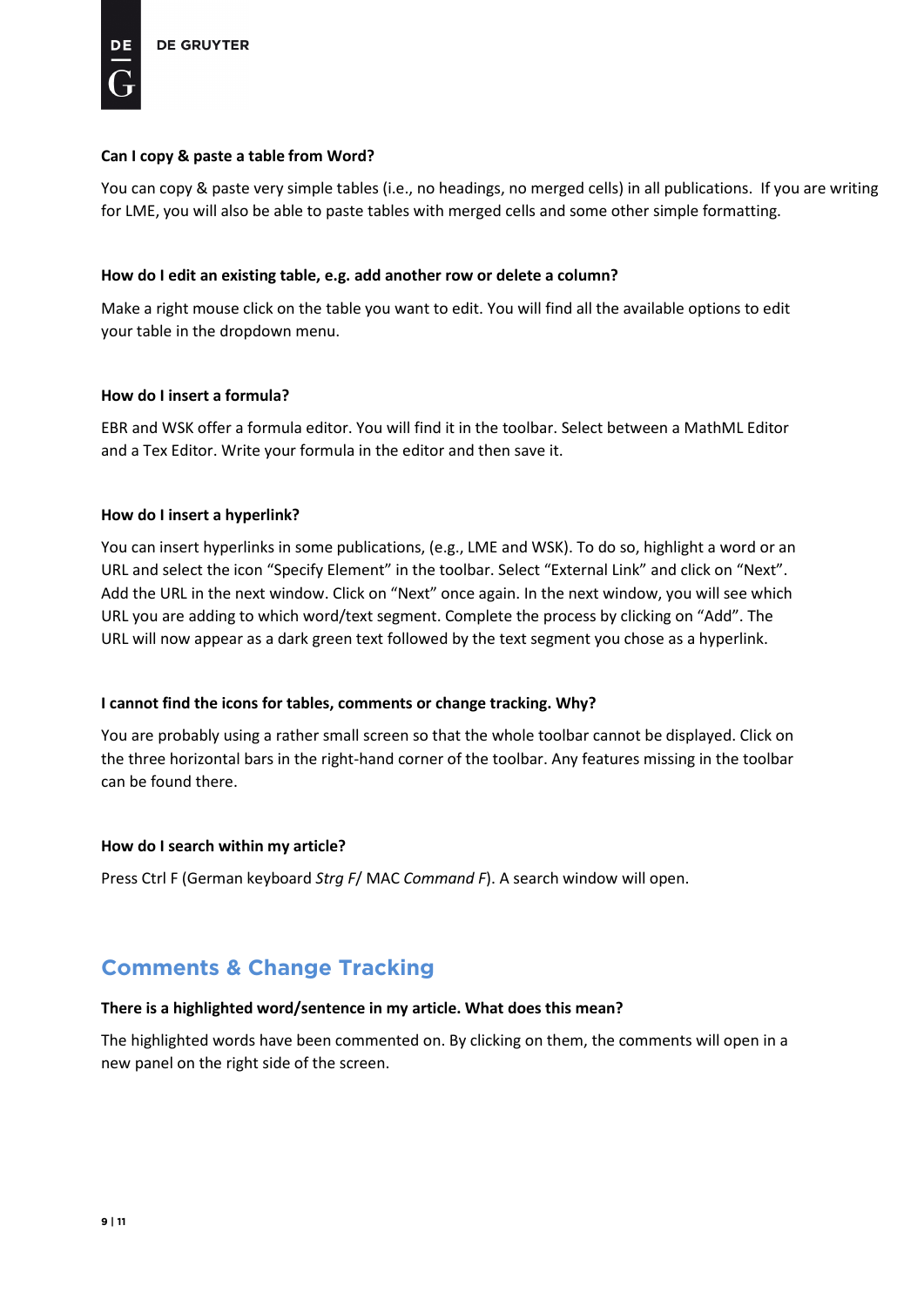**Can I copy & paste a table from Word?**

You can copy & paste very simple tables (i.e., no headings, no merged cells) in all publications.  If you are writing for LME, you will also be able to paste tables with merged cells and some other simple formatting.

**How do I edit an existing table, e.g. add another row or delete a column?**

Make a right mouse click on the table you want to edit. You will find all the available options to edit your table in the dropdown menu.

**How do I insert a formula?**

EBR and WSK offer a formula editor. You will find it in the toolbar. Select between a MathML Editor and a Tex Editor. Write your formula in the editor and then save it.

**How do I insert a hyperlink?**

You can insert hyperlinks in some publications, (e.g., LME and WSK). To do so, highlight a word or an URL and select the icon "Specify Element" in the toolbar. Select "External Link" and click on "Next". Add the URL in the next window. Click on "Next" once again. In the next window, you will see which URL you are adding to which word/text segment. Complete the process by clicking on "Add". The URL will now appear as a dark green text followed by the text segment you chose as a hyperlink.

**I cannot find the icons for tables, comments or change tracking. Why?**

You are probably using a rather small screen so that the whole toolbar cannot be displayed. Click on the three horizontal bars in the right-hand corner of the toolbar. Any features missing in the toolbar can be found there.

**How do I search within my article?**

Press Ctrl F (German keyboard *Strg F*/ MAC *Command F*). A search window will open.

## Comments & Change Tracking

**There is a highlighted word/sentence in my article. What does this mean?**

The highlighted words have been commented on. By clicking on them, the comments will open in a new panel on the right side of the screen.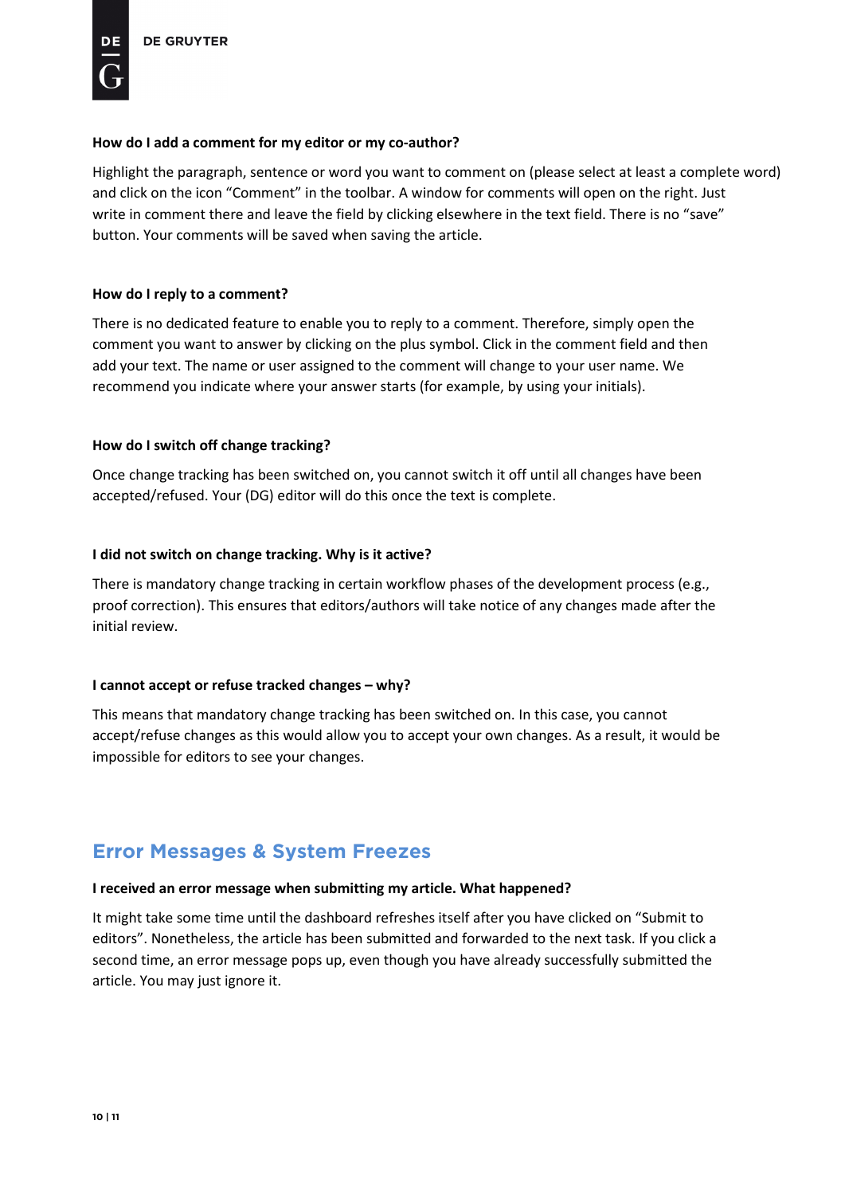**How do I add a comment for my editor or my co-author?**

Highlight the paragraph, sentence or word you want to comment on (please select at least a complete word) and click on the icon "Comment" in the toolbar. A window for comments will open on the right. Just write in comment there and leave the field by clicking elsewhere in the text field. There is no "save" button. Your comments will be saved when saving the article.

**How do I reply to a comment?**

There is no dedicated feature to enable you to reply to a comment. Therefore, simply open the comment you want to answer by clicking on the plus symbol. Click in the comment field and then add your text. The name or user assigned to the comment will change to your user name. We recommend you indicate where your answer starts (for example, by using your initials).

**How do I switch off change tracking?**

Once change tracking has been switched on, you cannot switch it off until all changes have been accepted/refused. Your (DG) editor will do this once the text is complete.

**I did not switch on change tracking. Why is it active?**

There is mandatory change tracking in certain workflow phases of the development process (e.g., proof correction). This ensures that editors/authors will take notice of any changes made after the initial review.

**I cannot accept or refuse tracked changes – why?**

This means that mandatory change tracking has been switched on. In this case, you cannot accept/refuse changes as this would allow you to accept your own changes. As a result, it would be impossible for editors to see your changes.

## Error Messages & System Freezes

**I received an error message when submitting my article. What happened?**

It might take some time until the dashboard refreshes itself after you have clicked on "Submit to editors". Nonetheless, the article has been submitted and forwarded to the next task. If you click a second time, an error message pops up, even though you have already successfully submitted the article. You may just ignore it.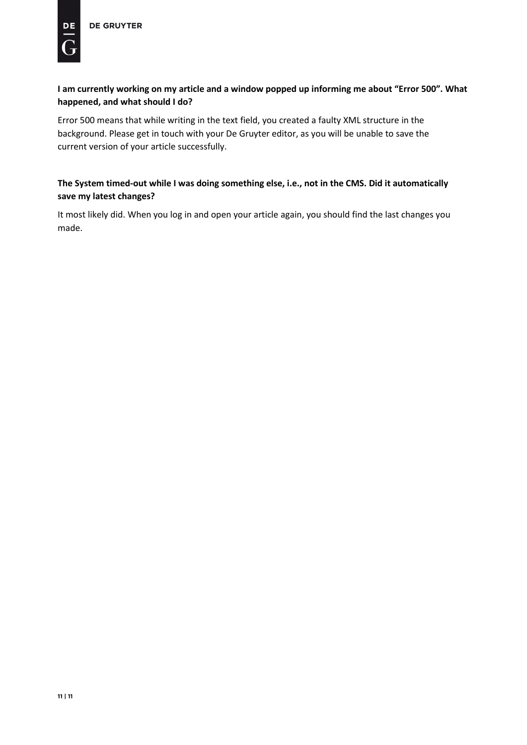**I am currently working on my article and a window popped up informing me about "Error 500". What happened, and what should I do?**

Error 500 means that while writing in the text field, you created a faulty XML structure in the background. Please get in touch with your De Gruyter editor, as you will be unable to save the current version of your article successfully.

**The System timed-out while I was doing something else, i.e., not in the CMS. Did it automatically save my latest changes?**

It most likely did. When you log in and open your article again, you should find the last changes you made.